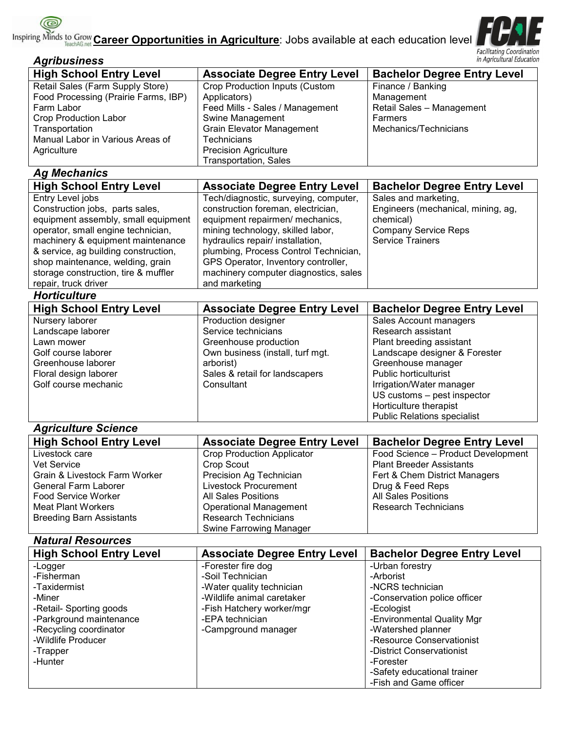# Career Opportunities in Agriculture: Jobs available at each education level

Inspiring Minds to Grow — TeachAG.net

FCAE — Facilitating Coordination in Agricultural Education

## Agribusiness

| High School Entry Level | Associate Degree Entry Level | Bachelor Degree Entry Level |
|---|---|---|
| Retail Sales (Farm Supply Store)<br>Food Processing (Prairie Farms, IBP)<br>Farm Labor<br>Crop Production Labor<br>Transportation<br>Manual Labor in Various Areas of Agriculture | Crop Production Inputs (Custom Applicators)<br>Feed Mills - Sales / Management<br>Swine Management<br>Grain Elevator Management<br>Technicians<br>Precision Agriculture<br>Transportation, Sales | Finance / Banking<br>Management<br>Retail Sales – Management<br>Farmers<br>Mechanics/Technicians |

## Ag Mechanics

| High School Entry Level | Associate Degree Entry Level | Bachelor Degree Entry Level |
|---|---|---|
| Entry Level jobs<br>Construction jobs, parts sales, equipment assembly, small equipment operator, small engine technician, machinery & equipment maintenance & service, ag building construction, shop maintenance, welding, grain storage construction, tire & muffler repair, truck driver | Tech/diagnostic, surveying, computer, construction foreman, electrician, equipment repairmen/ mechanics, mining technology, skilled labor, hydraulics repair/ installation, plumbing, Process Control Technician, GPS Operator, Inventory controller, machinery computer diagnostics, sales and marketing | Sales and marketing,<br>Engineers (mechanical, mining, ag, chemical)<br>Company Service Reps<br>Service Trainers |

## Horticulture

| High School Entry Level | Associate Degree Entry Level | Bachelor Degree Entry Level |
|---|---|---|
| Nursery laborer<br>Landscape laborer<br>Lawn mower<br>Golf course laborer<br>Greenhouse laborer<br>Floral design laborer<br>Golf course mechanic | Production designer<br>Service technicians<br>Greenhouse production<br>Own business (install, turf mgt. arborist)<br>Sales & retail for landscapers<br>Consultant | Sales Account managers<br>Research assistant<br>Plant breeding assistant<br>Landscape designer & Forester<br>Greenhouse manager<br>Public horticulturist<br>Irrigation/Water manager<br>US customs – pest inspector<br>Horticulture therapist<br>Public Relations specialist |

## Agriculture Science

| High School Entry Level | Associate Degree Entry Level | Bachelor Degree Entry Level |
|---|---|---|
| Livestock care<br>Vet Service<br>Grain & Livestock Farm Worker<br>General Farm Laborer<br>Food Service Worker<br>Meat Plant Workers<br>Breeding Barn Assistants | Crop Production Applicator<br>Crop Scout<br>Precision Ag Technician<br>Livestock Procurement<br>All Sales Positions<br>Operational Management<br>Research Technicians<br>Swine Farrowing Manager | Food Science – Product Development<br>Plant Breeder Assistants<br>Fert & Chem District Managers<br>Drug & Feed Reps<br>All Sales Positions<br>Research Technicians |

## Natural Resources

| High School Entry Level | Associate Degree Entry Level | Bachelor Degree Entry Level |
|---|---|---|
| -Logger<br>-Fisherman<br>-Taxidermist<br>-Miner<br>-Retail- Sporting goods<br>-Parkground maintenance<br>-Recycling coordinator<br>-Wildlife Producer<br>-Trapper<br>-Hunter | -Forester fire dog<br>-Soil Technician<br>-Water quality technician<br>-Wildlife animal caretaker<br>-Fish Hatchery worker/mgr<br>-EPA technician<br>-Campground manager | -Urban forestry<br>-Arborist<br>-NCRS technician<br>-Conservation police officer<br>-Ecologist<br>-Environmental Quality Mgr<br>-Watershed planner<br>-Resource Conservationist<br>-District Conservationist<br>-Forester<br>-Safety educational trainer<br>-Fish and Game officer |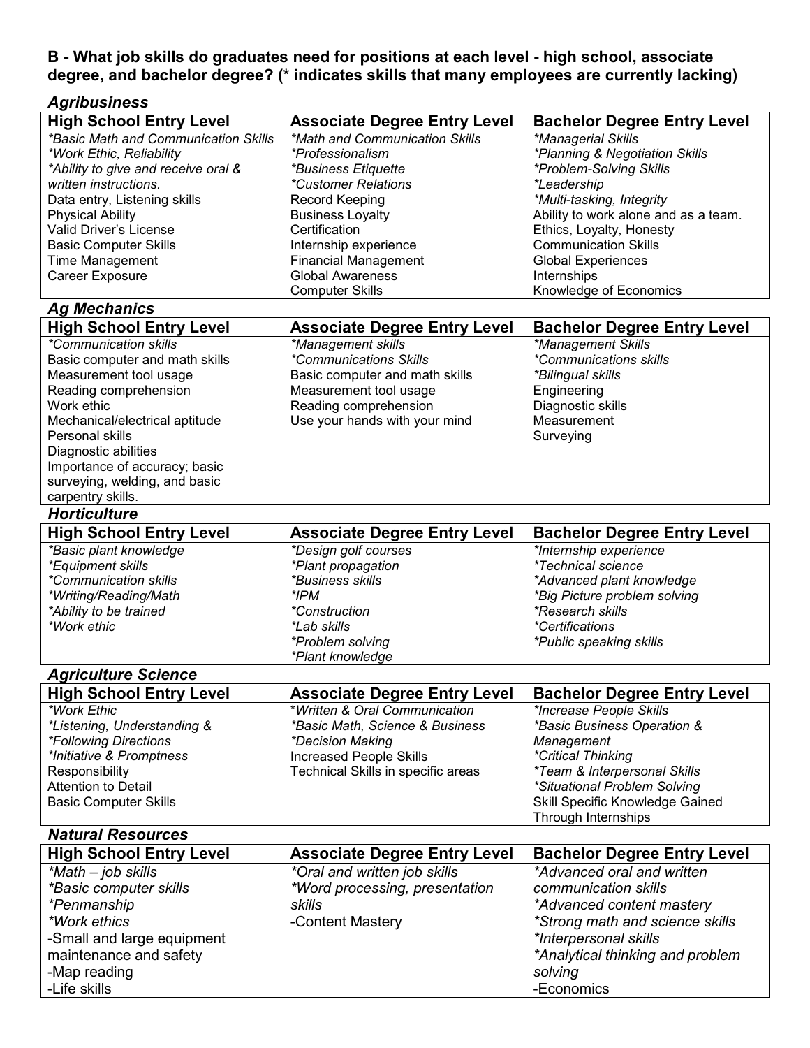**B - What job skills do graduates need for positions at each level - high school, associate degree, and bachelor degree? (* indicates skills that many employees are currently lacking)**

### *Agribusiness*

| High School Entry Level | Associate Degree Entry Level | Bachelor Degree Entry Level |
|---|---|---|
| *\*Basic Math and Communication Skills* | *\*Math and Communication Skills* | *\*Managerial Skills* |
| *\*Work Ethic, Reliability* | *\*Professionalism* | *\*Planning & Negotiation Skills* |
| *\*Ability to give and receive oral & written instructions.* | *\*Business Etiquette* | *\*Problem-Solving Skills* |
| Data entry, Listening skills | *\*Customer Relations* | *\*Leadership* |
| Physical Ability | Record Keeping | *\*Multi-tasking, Integrity* |
| Valid Driver's License | Business Loyalty | Ability to work alone and as a team. |
| Basic Computer Skills | Certification | Ethics, Loyalty, Honesty |
| Time Management | Internship experience | Communication Skills |
| Career Exposure | Financial Management | Global Experiences |
| | Global Awareness | Internships |
| | Computer Skills | Knowledge of Economics |

### *Ag Mechanics*

| High School Entry Level | Associate Degree Entry Level | Bachelor Degree Entry Level |
|---|---|---|
| *\*Communication skills* | *\*Management skills* | *\*Management Skills* |
| Basic computer and math skills | *\*Communications Skills* | *\*Communications skills* |
| Measurement tool usage | Basic computer and math skills | *\*Bilingual skills* |
| Reading comprehension | Measurement tool usage | Engineering |
| Work ethic | Reading comprehension | Diagnostic skills |
| Mechanical/electrical aptitude | Use your hands with your mind | Measurement |
| Personal skills | | Surveying |
| Diagnostic abilities | | |
| Importance of accuracy; basic surveying, welding, and basic carpentry skills. | | |

### *Horticulture*

| High School Entry Level | Associate Degree Entry Level | Bachelor Degree Entry Level |
|---|---|---|
| *\*Basic plant knowledge* | *\*Design golf courses* | *\*Internship experience* |
| *\*Equipment skills* | *\*Plant propagation* | *\*Technical science* |
| *\*Communication skills* | *\*Business skills* | *\*Advanced plant knowledge* |
| *\*Writing/Reading/Math* | *\*IPM* | *\*Big Picture problem solving* |
| *\*Ability to be trained* | *\*Construction* | *\*Research skills* |
| *\*Work ethic* | *\*Lab skills* | *\*Certifications* |
| | *\*Problem solving* | *\*Public speaking skills* |
| | *\*Plant knowledge* | |

### *Agriculture Science*

| High School Entry Level | Associate Degree Entry Level | Bachelor Degree Entry Level |
|---|---|---|
| *\*Work Ethic* | *\*Written & Oral Communication* | *\*Increase People Skills* |
| *\*Listening, Understanding &* | *\*Basic Math, Science & Business* | *\*Basic Business Operation & Management* |
| *\*Following Directions* | *\*Decision Making* | *\*Critical Thinking* |
| *\*Initiative & Promptness* | Increased People Skills | *\*Team & Interpersonal Skills* |
| Responsibility | Technical Skills in specific areas | *\*Situational Problem Solving* |
| Attention to Detail | | Skill Specific Knowledge Gained Through Internships |
| Basic Computer Skills | | |

### *Natural Resources*

| High School Entry Level | Associate Degree Entry Level | Bachelor Degree Entry Level |
|---|---|---|
| *\*Math – job skills* | *\*Oral and written job skills* | *\*Advanced oral and written communication skills* |
| *\*Basic computer skills* | *\*Word processing, presentation skills* | *\*Advanced content mastery* |
| *\*Penmanship* | -Content Mastery | *\*Strong math and science skills* |
| *\*Work ethics* | | *\*Interpersonal skills* |
| -Small and large equipment maintenance and safety | | *\*Analytical thinking and problem solving* |
| -Map reading | | -Economics |
| -Life skills | | |